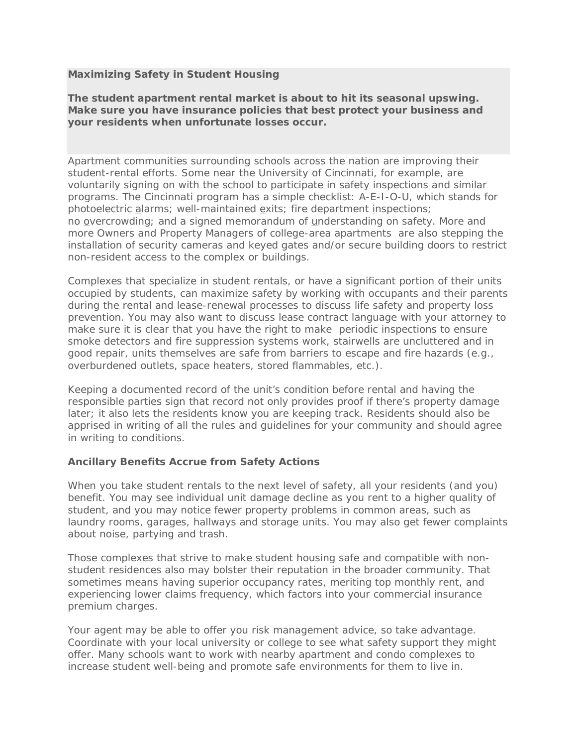**Maximizing Safety in Student Housing**

**The student apartment rental market is about to hit its seasonal upswing. Make sure you have insurance policies that best protect your business and your residents when unfortunate losses occur.**

Apartment communities surrounding schools across the nation are improving their student-rental efforts. Some near the University of Cincinnati, for example, are voluntarily signing on with the school to participate in safety inspections and similar programs. The Cincinnati program has a simple checklist: A-E-I-O-U, which stands for photoelectric alarms; well-maintained exits; fire department inspections; no overcrowding; and a signed memorandum of understanding on safety. More and more Owners and Property Managers of college-area apartments are also stepping the installation of security cameras and keyed gates and/or secure building doors to restrict non-resident access to the complex or buildings.

Complexes that specialize in student rentals, or have a significant portion of their units occupied by students, can maximize safety by working with occupants and their parents during the rental and lease-renewal processes to discuss life safety and property loss prevention. You may also want to discuss lease contract language with your attorney to make sure it is clear that you have the right to make periodic inspections to ensure smoke detectors and fire suppression systems work, stairwells are uncluttered and in good repair, units themselves are safe from barriers to escape and fire hazards (e.g., overburdened outlets, space heaters, stored flammables, etc.).

Keeping a documented record of the unit's condition before rental and having the responsible parties sign that record not only provides proof if there's property damage later; it also lets the residents know you are keeping track. Residents should also be apprised in writing of all the rules and guidelines for your community and should agree in writing to conditions.

**Ancillary Benefits Accrue from Safety Actions**

When you take student rentals to the next level of safety, all your residents (and you) benefit. You may see individual unit damage decline as you rent to a higher quality of student, and you may notice fewer property problems in common areas, such as laundry rooms, garages, hallways and storage units. You may also get fewer complaints about noise, partying and trash.

Those complexes that strive to make student housing safe and compatible with non-student residences also may bolster their reputation in the broader community. That sometimes means having superior occupancy rates, meriting top monthly rent, and experiencing lower claims frequency, which factors into your commercial insurance premium charges.

Your agent may be able to offer you risk management advice, so take advantage. Coordinate with your local university or college to see what safety support they might offer. Many schools want to work with nearby apartment and condo complexes to increase student well-being and promote safe environments for them to live in.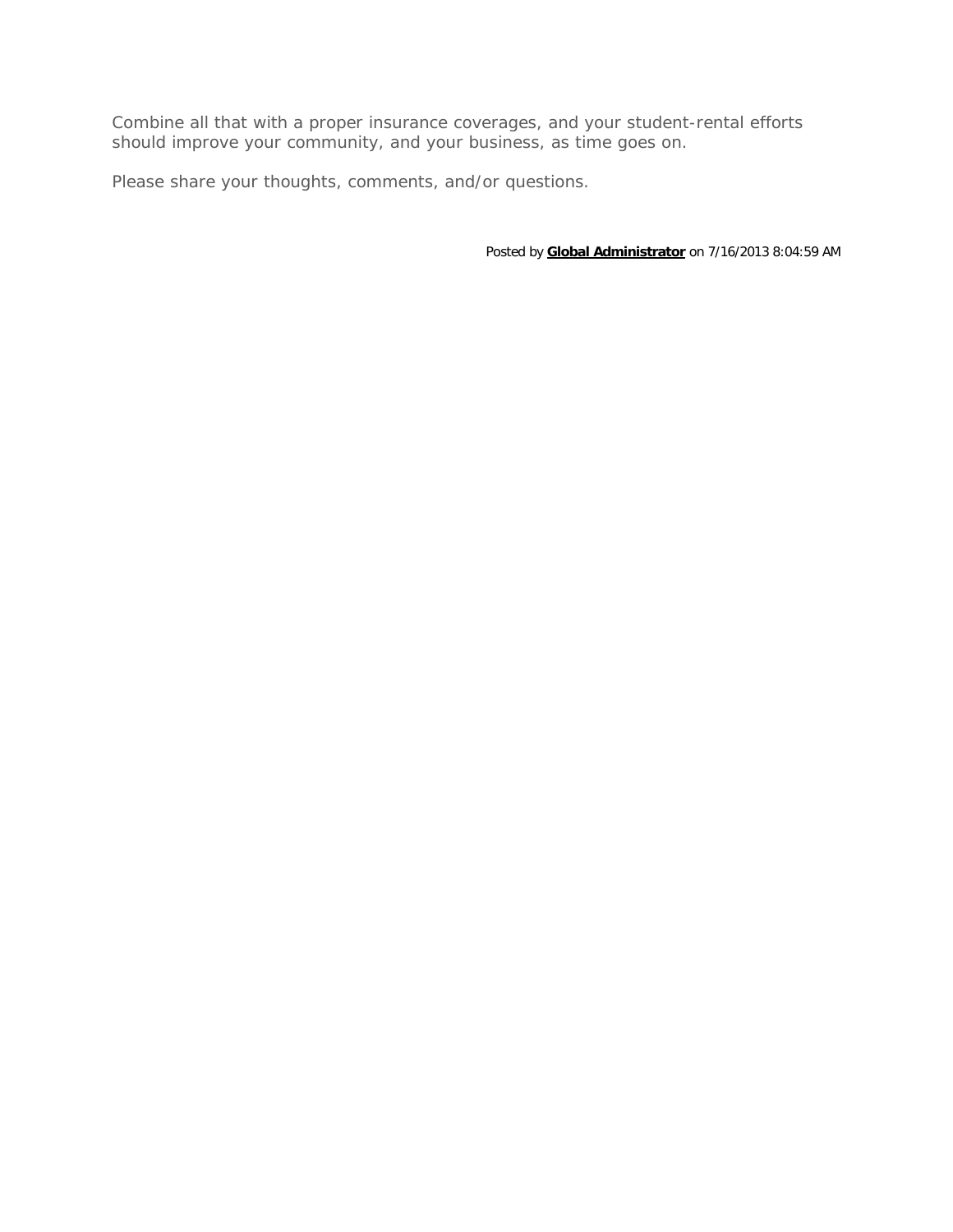Combine all that with a proper insurance coverages, and your student-rental efforts should improve your community, and your business, as time goes on.

Please share your thoughts, comments, and/or questions.

Posted by **Global Administrator** on 7/16/2013 8:04:59 AM